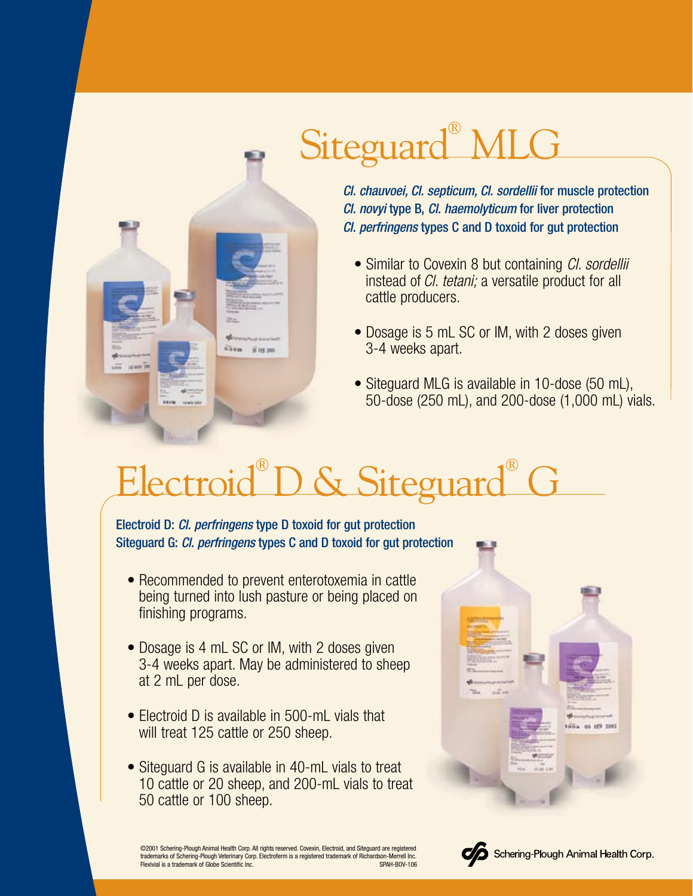# Siteguard® MLG

***Cl. chauvoei, Cl. septicum, Cl. sordellii*** **for muscle protection**
***Cl. novyi*** **type B,** ***Cl. haemolyticum*** **for liver protection**
***Cl. perfringens*** **types C and D toxoid for gut protection**

- Similar to Covexin 8 but containing *Cl. sordellii* instead of *Cl. tetani;* a versatile product for all cattle producers.
- Dosage is 5 mL SC or IM, with 2 doses given 3-4 weeks apart.
- Siteguard MLG is available in 10-dose (50 mL), 50-dose (250 mL), and 200-dose (1,000 mL) vials.

# Electroid® D & Siteguard® G

**Electroid D:** ***Cl. perfringens*** **type D toxoid for gut protection**
**Siteguard G:** ***Cl. perfringens*** **types C and D toxoid for gut protection**

- Recommended to prevent enterotoxemia in cattle being turned into lush pasture or being placed on finishing programs.
- Dosage is 4 mL SC or IM, with 2 doses given 3-4 weeks apart. May be administered to sheep at 2 mL per dose.
- Electroid D is available in 500-mL vials that will treat 125 cattle or 250 sheep.
- Siteguard G is available in 40-mL vials to treat 10 cattle or 20 sheep, and 200-mL vials to treat 50 cattle or 100 sheep.

©2001 Schering-Plough Animal Health Corp. All rights reserved. Covexin, Electroid, and Siteguard are registered trademarks of Schering-Plough Veterinary Corp. Electroferm is a registered trademark of Richardson-Merrell Inc. Flexivial is a trademark of Globe Scientific Inc. SPAH-BOV-106

Schering-Plough Animal Health Corp.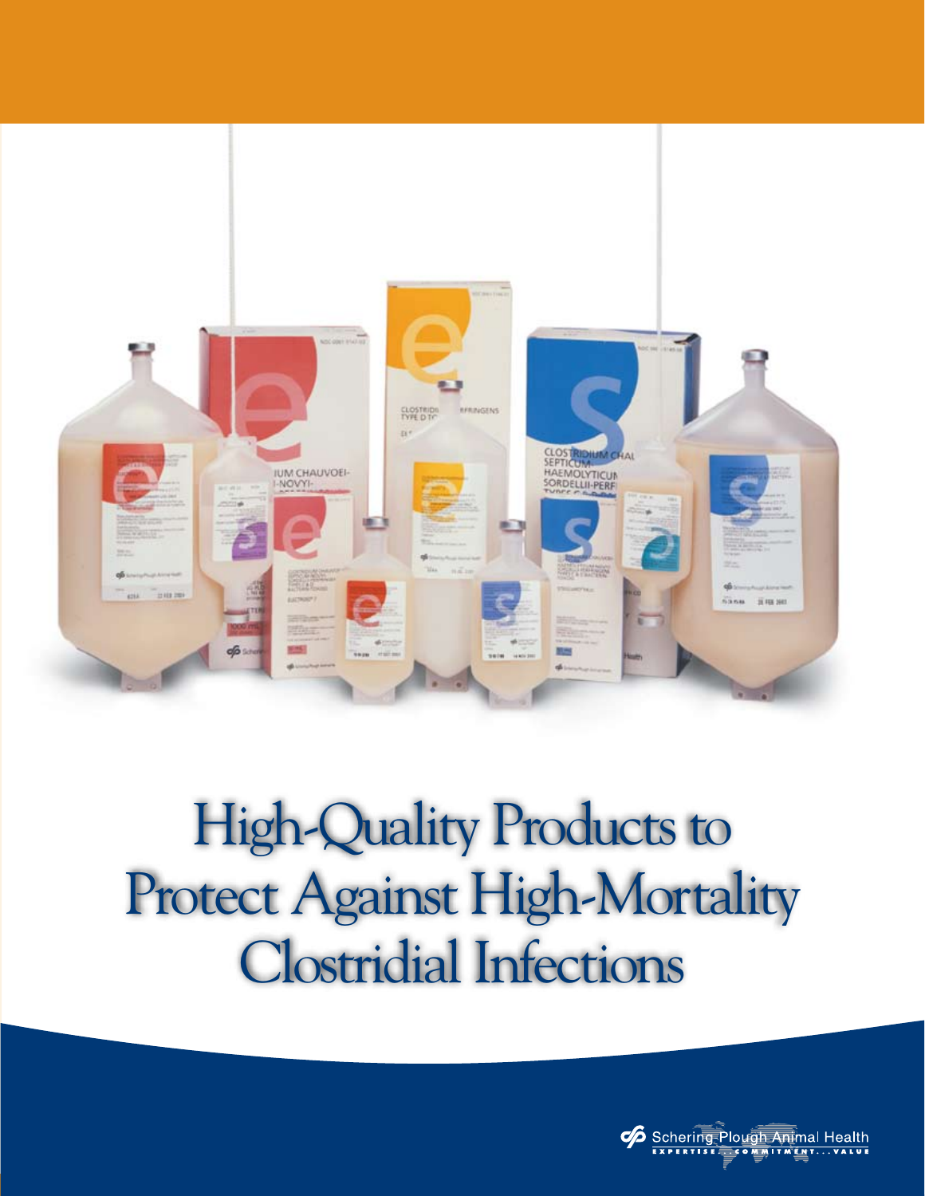# High-Quality Products to Protect Against High-Mortality Clostridial Infections

Schering-Plough Animal Health

EXPERTISE...COMMITMENT...VALUE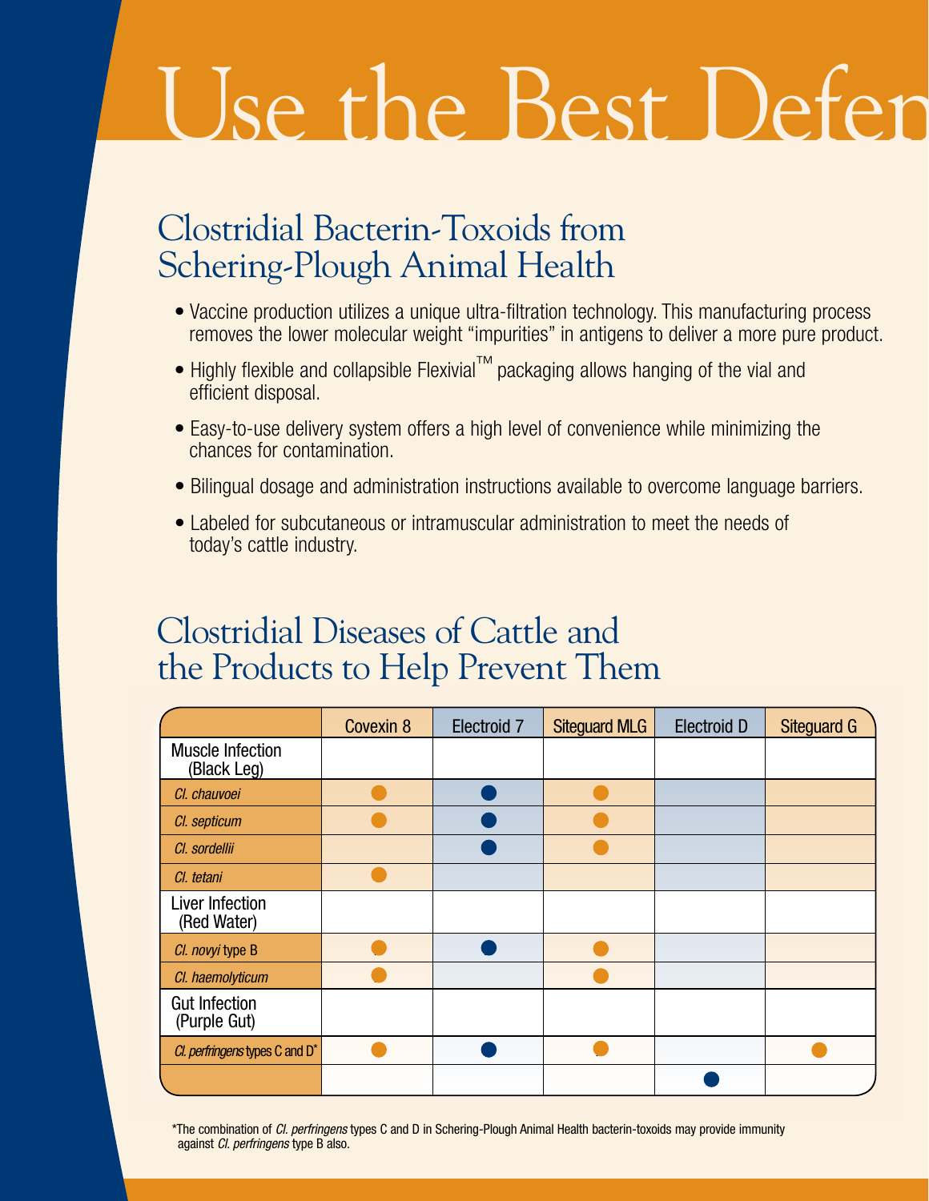# Use the Best Defen

## Clostridial Bacterin-Toxoids from Schering-Plough Animal Health

- Vaccine production utilizes a unique ultra-filtration technology. This manufacturing process removes the lower molecular weight "impurities" in antigens to deliver a more pure product.
- Highly flexible and collapsible Flexivial™ packaging allows hanging of the vial and efficient disposal.
- Easy-to-use delivery system offers a high level of convenience while minimizing the chances for contamination.
- Bilingual dosage and administration instructions available to overcome language barriers.
- Labeled for subcutaneous or intramuscular administration to meet the needs of today's cattle industry.

## Clostridial Diseases of Cattle and the Products to Help Prevent Them

| | Covexin 8 | Electroid 7 | Siteguard MLG | Electroid D | Siteguard G |
|---|---|---|---|---|---|
| **Muscle Infection (Black Leg)** | | | | | |
| *Cl. chauvoei* | ● | ● | ● | | |
| *Cl. septicum* | ● | ● | ● | | |
| *Cl. sordellii* | | ● | ● | | |
| *Cl. tetani* | ● | | | | |
| **Liver Infection (Red Water)** | | | | | |
| *Cl. novyi* type B | ● | ● | ● | | |
| *Cl. haemolyticum* | ● | | ● | | |
| **Gut Infection (Purple Gut)** | | | | | |
| *Cl. perfringens* types C and D* | ● | ● | ● | | ● |
| | | | | ● | |

*The combination of *Cl. perfringens* types C and D in Schering-Plough Animal Health bacterin-toxoids may provide immunity against *Cl. perfringens* type B also.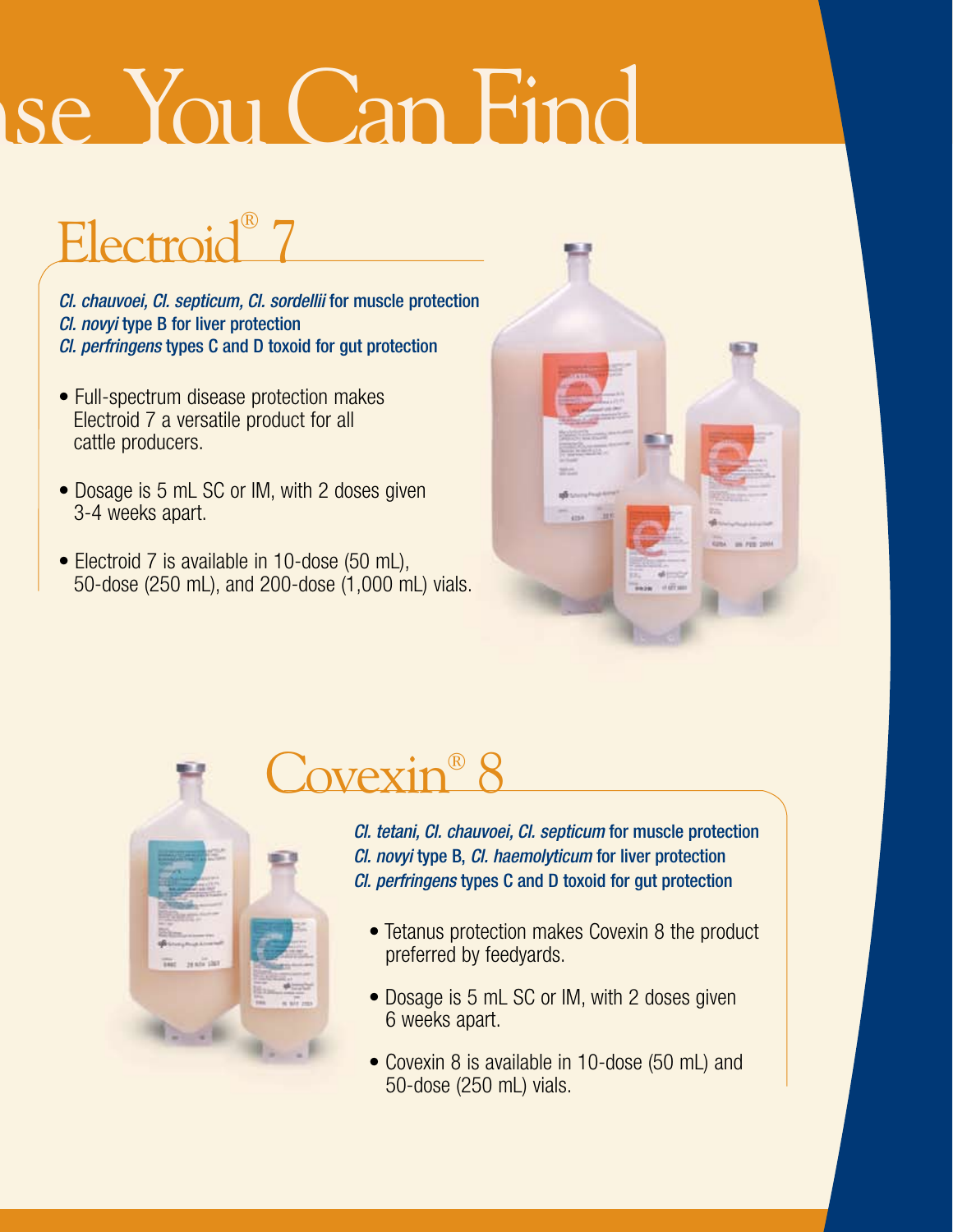# se You Can Find

## Electroid® 7

*Cl. chauvoei, Cl. septicum, Cl. sordellii* **for muscle protection**
*Cl. novyi* **type B for liver protection**
*Cl. perfringens* **types C and D toxoid for gut protection**

- Full-spectrum disease protection makes Electroid 7 a versatile product for all cattle producers.
- Dosage is 5 mL SC or IM, with 2 doses given 3-4 weeks apart.
- Electroid 7 is available in 10-dose (50 mL), 50-dose (250 mL), and 200-dose (1,000 mL) vials.

## Covexin® 8

*Cl. tetani, Cl. chauvoei, Cl. septicum* **for muscle protection**
*Cl. novyi* **type B,** *Cl. haemolyticum* **for liver protection**
*Cl. perfringens* **types C and D toxoid for gut protection**

- Tetanus protection makes Covexin 8 the product preferred by feedyards.
- Dosage is 5 mL SC or IM, with 2 doses given 6 weeks apart.
- Covexin 8 is available in 10-dose (50 mL) and 50-dose (250 mL) vials.